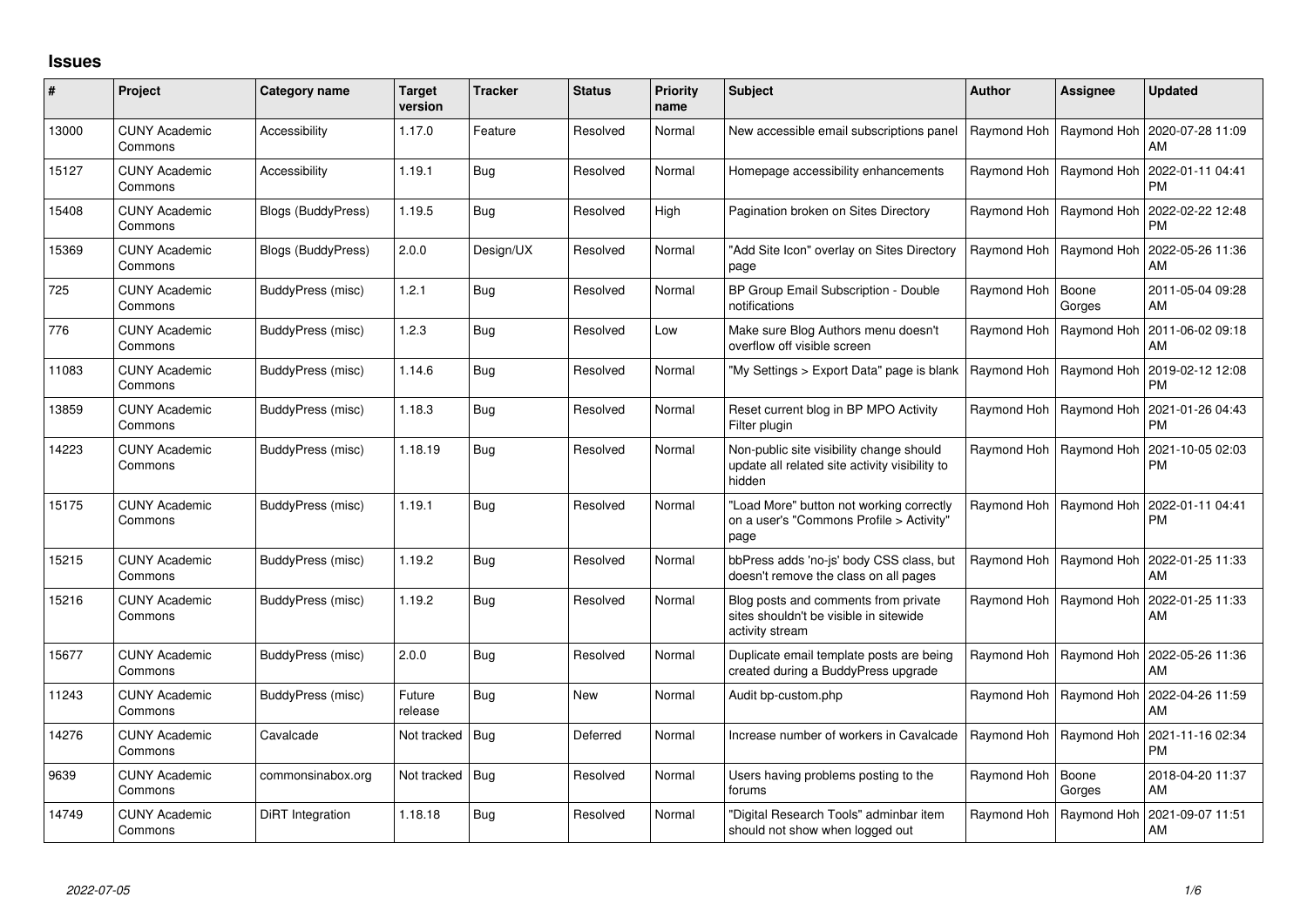# Issues

| # | Project | Category name | Target version | Tracker | Status | Priority name | Subject | Author | Assignee | Updated |
|---|---|---|---|---|---|---|---|---|---|---|
| 13000 | CUNY Academic Commons | Accessibility | 1.17.0 | Feature | Resolved | Normal | New accessible email subscriptions panel | Raymond Hoh | Raymond Hoh | 2020-07-28 11:09 AM |
| 15127 | CUNY Academic Commons | Accessibility | 1.19.1 | Bug | Resolved | Normal | Homepage accessibility enhancements | Raymond Hoh | Raymond Hoh | 2022-01-11 04:41 PM |
| 15408 | CUNY Academic Commons | Blogs (BuddyPress) | 1.19.5 | Bug | Resolved | High | Pagination broken on Sites Directory | Raymond Hoh | Raymond Hoh | 2022-02-22 12:48 PM |
| 15369 | CUNY Academic Commons | Blogs (BuddyPress) | 2.0.0 | Design/UX | Resolved | Normal | "Add Site Icon" overlay on Sites Directory page | Raymond Hoh | Raymond Hoh | 2022-05-26 11:36 AM |
| 725 | CUNY Academic Commons | BuddyPress (misc) | 1.2.1 | Bug | Resolved | Normal | BP Group Email Subscription - Double notifications | Raymond Hoh | Boone Gorges | 2011-05-04 09:28 AM |
| 776 | CUNY Academic Commons | BuddyPress (misc) | 1.2.3 | Bug | Resolved | Low | Make sure Blog Authors menu doesn't overflow off visible screen | Raymond Hoh | Raymond Hoh | 2011-06-02 09:18 AM |
| 11083 | CUNY Academic Commons | BuddyPress (misc) | 1.14.6 | Bug | Resolved | Normal | "My Settings > Export Data" page is blank | Raymond Hoh | Raymond Hoh | 2019-02-12 12:08 PM |
| 13859 | CUNY Academic Commons | BuddyPress (misc) | 1.18.3 | Bug | Resolved | Normal | Reset current blog in BP MPO Activity Filter plugin | Raymond Hoh | Raymond Hoh | 2021-01-26 04:43 PM |
| 14223 | CUNY Academic Commons | BuddyPress (misc) | 1.18.19 | Bug | Resolved | Normal | Non-public site visibility change should update all related site activity visibility to hidden | Raymond Hoh | Raymond Hoh | 2021-10-05 02:03 PM |
| 15175 | CUNY Academic Commons | BuddyPress (misc) | 1.19.1 | Bug | Resolved | Normal | "Load More" button not working correctly on a user's "Commons Profile > Activity" page | Raymond Hoh | Raymond Hoh | 2022-01-11 04:41 PM |
| 15215 | CUNY Academic Commons | BuddyPress (misc) | 1.19.2 | Bug | Resolved | Normal | bbPress adds 'no-js' body CSS class, but doesn't remove the class on all pages | Raymond Hoh | Raymond Hoh | 2022-01-25 11:33 AM |
| 15216 | CUNY Academic Commons | BuddyPress (misc) | 1.19.2 | Bug | Resolved | Normal | Blog posts and comments from private sites shouldn't be visible in sitewide activity stream | Raymond Hoh | Raymond Hoh | 2022-01-25 11:33 AM |
| 15677 | CUNY Academic Commons | BuddyPress (misc) | 2.0.0 | Bug | Resolved | Normal | Duplicate email template posts are being created during a BuddyPress upgrade | Raymond Hoh | Raymond Hoh | 2022-05-26 11:36 AM |
| 11243 | CUNY Academic Commons | BuddyPress (misc) | Future release | Bug | New | Normal | Audit bp-custom.php | Raymond Hoh | Raymond Hoh | 2022-04-26 11:59 AM |
| 14276 | CUNY Academic Commons | Cavalcade | Not tracked | Bug | Deferred | Normal | Increase number of workers in Cavalcade | Raymond Hoh | Raymond Hoh | 2021-11-16 02:34 PM |
| 9639 | CUNY Academic Commons | commonsinabox.org | Not tracked | Bug | Resolved | Normal | Users having problems posting to the forums | Raymond Hoh | Boone Gorges | 2018-04-20 11:37 AM |
| 14749 | CUNY Academic Commons | DiRT Integration | 1.18.18 | Bug | Resolved | Normal | "Digital Research Tools" adminbar item should not show when logged out | Raymond Hoh | Raymond Hoh | 2021-09-07 11:51 AM |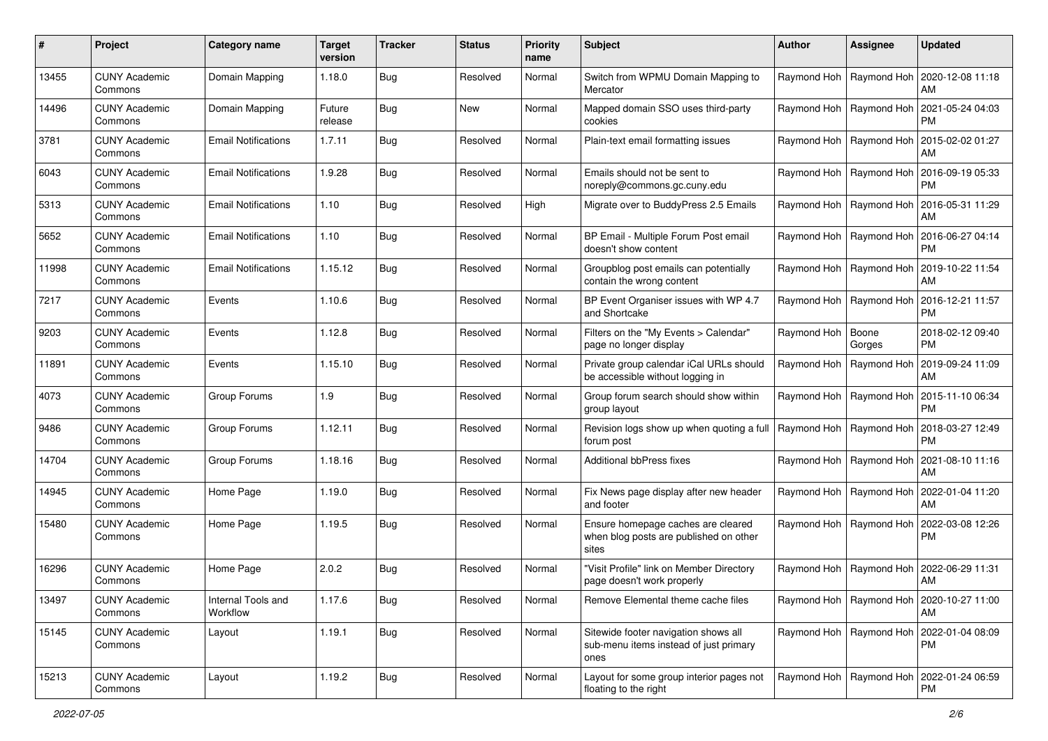| # | Project | Category name | Target version | Tracker | Status | Priority name | Subject | Author | Assignee | Updated |
|---|---|---|---|---|---|---|---|---|---|---|
| 13455 | CUNY Academic Commons | Domain Mapping | 1.18.0 | Bug | Resolved | Normal | Switch from WPMU Domain Mapping to Mercator | Raymond Hoh | Raymond Hoh | 2020-12-08 11:18 AM |
| 14496 | CUNY Academic Commons | Domain Mapping | Future release | Bug | New | Normal | Mapped domain SSO uses third-party cookies | Raymond Hoh | Raymond Hoh | 2021-05-24 04:03 PM |
| 3781 | CUNY Academic Commons | Email Notifications | 1.7.11 | Bug | Resolved | Normal | Plain-text email formatting issues | Raymond Hoh | Raymond Hoh | 2015-02-02 01:27 AM |
| 6043 | CUNY Academic Commons | Email Notifications | 1.9.28 | Bug | Resolved | Normal | Emails should not be sent to noreply@commons.gc.cuny.edu | Raymond Hoh | Raymond Hoh | 2016-09-19 05:33 PM |
| 5313 | CUNY Academic Commons | Email Notifications | 1.10 | Bug | Resolved | High | Migrate over to BuddyPress 2.5 Emails | Raymond Hoh | Raymond Hoh | 2016-05-31 11:29 AM |
| 5652 | CUNY Academic Commons | Email Notifications | 1.10 | Bug | Resolved | Normal | BP Email - Multiple Forum Post email doesn't show content | Raymond Hoh | Raymond Hoh | 2016-06-27 04:14 PM |
| 11998 | CUNY Academic Commons | Email Notifications | 1.15.12 | Bug | Resolved | Normal | Groupblog post emails can potentially contain the wrong content | Raymond Hoh | Raymond Hoh | 2019-10-22 11:54 AM |
| 7217 | CUNY Academic Commons | Events | 1.10.6 | Bug | Resolved | Normal | BP Event Organiser issues with WP 4.7 and Shortcake | Raymond Hoh | Raymond Hoh | 2016-12-21 11:57 PM |
| 9203 | CUNY Academic Commons | Events | 1.12.8 | Bug | Resolved | Normal | Filters on the "My Events > Calendar" page no longer display | Raymond Hoh | Boone Gorges | 2018-02-12 09:40 PM |
| 11891 | CUNY Academic Commons | Events | 1.15.10 | Bug | Resolved | Normal | Private group calendar iCal URLs should be accessible without logging in | Raymond Hoh | Raymond Hoh | 2019-09-24 11:09 AM |
| 4073 | CUNY Academic Commons | Group Forums | 1.9 | Bug | Resolved | Normal | Group forum search should show within group layout | Raymond Hoh | Raymond Hoh | 2015-11-10 06:34 PM |
| 9486 | CUNY Academic Commons | Group Forums | 1.12.11 | Bug | Resolved | Normal | Revision logs show up when quoting a full forum post | Raymond Hoh | Raymond Hoh | 2018-03-27 12:49 PM |
| 14704 | CUNY Academic Commons | Group Forums | 1.18.16 | Bug | Resolved | Normal | Additional bbPress fixes | Raymond Hoh | Raymond Hoh | 2021-08-10 11:16 AM |
| 14945 | CUNY Academic Commons | Home Page | 1.19.0 | Bug | Resolved | Normal | Fix News page display after new header and footer | Raymond Hoh | Raymond Hoh | 2022-01-04 11:20 AM |
| 15480 | CUNY Academic Commons | Home Page | 1.19.5 | Bug | Resolved | Normal | Ensure homepage caches are cleared when blog posts are published on other sites | Raymond Hoh | Raymond Hoh | 2022-03-08 12:26 PM |
| 16296 | CUNY Academic Commons | Home Page | 2.0.2 | Bug | Resolved | Normal | "Visit Profile" link on Member Directory page doesn't work properly | Raymond Hoh | Raymond Hoh | 2022-06-29 11:31 AM |
| 13497 | CUNY Academic Commons | Internal Tools and Workflow | 1.17.6 | Bug | Resolved | Normal | Remove Elemental theme cache files | Raymond Hoh | Raymond Hoh | 2020-10-27 11:00 AM |
| 15145 | CUNY Academic Commons | Layout | 1.19.1 | Bug | Resolved | Normal | Sitewide footer navigation shows all sub-menu items instead of just primary ones | Raymond Hoh | Raymond Hoh | 2022-01-04 08:09 PM |
| 15213 | CUNY Academic Commons | Layout | 1.19.2 | Bug | Resolved | Normal | Layout for some group interior pages not floating to the right | Raymond Hoh | Raymond Hoh | 2022-01-24 06:59 PM |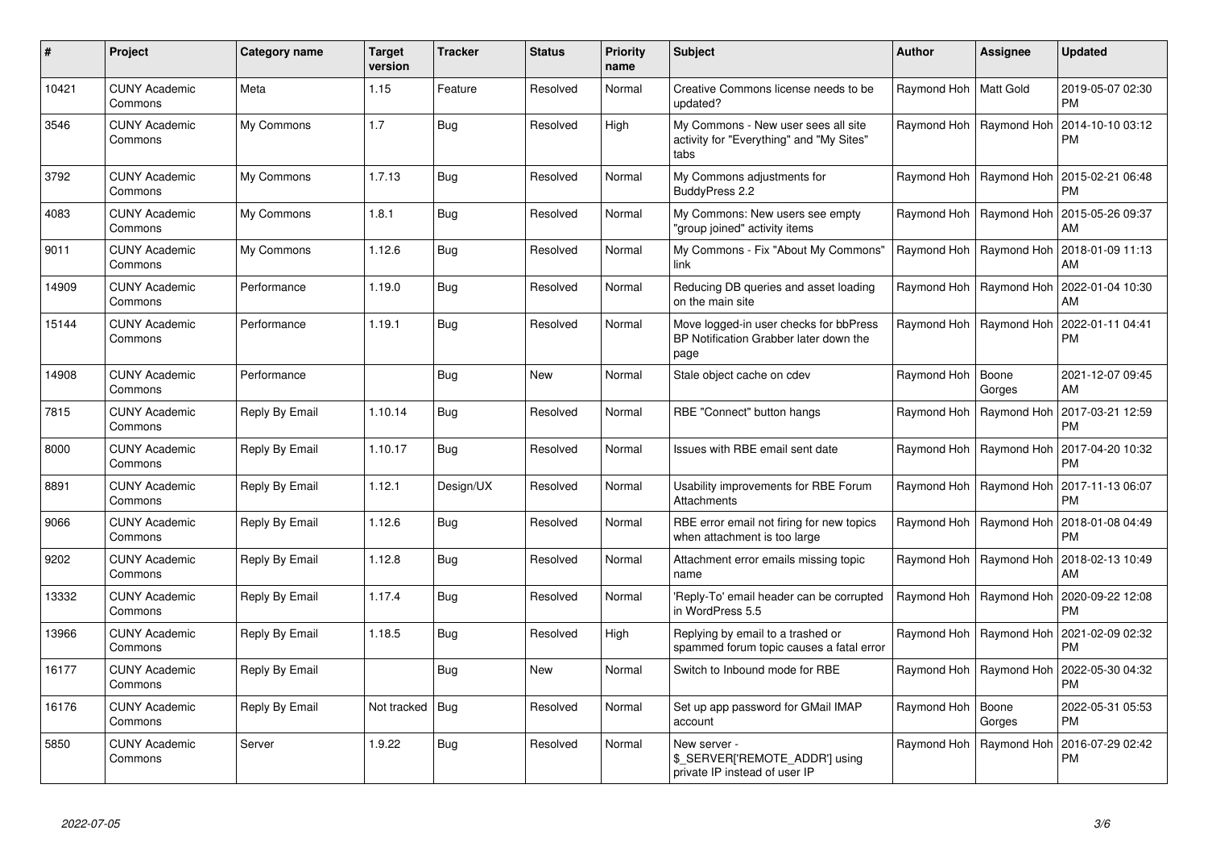| # | Project | Category name | Target version | Tracker | Status | Priority name | Subject | Author | Assignee | Updated |
|---|---|---|---|---|---|---|---|---|---|---|
| 10421 | CUNY Academic Commons | Meta | 1.15 | Feature | Resolved | Normal | Creative Commons license needs to be updated? | Raymond Hoh | Matt Gold | 2019-05-07 02:30 PM |
| 3546 | CUNY Academic Commons | My Commons | 1.7 | Bug | Resolved | High | My Commons - New user sees all site activity for "Everything" and "My Sites" tabs | Raymond Hoh | Raymond Hoh | 2014-10-10 03:12 PM |
| 3792 | CUNY Academic Commons | My Commons | 1.7.13 | Bug | Resolved | Normal | My Commons adjustments for BuddyPress 2.2 | Raymond Hoh | Raymond Hoh | 2015-02-21 06:48 PM |
| 4083 | CUNY Academic Commons | My Commons | 1.8.1 | Bug | Resolved | Normal | My Commons: New users see empty "group joined" activity items | Raymond Hoh | Raymond Hoh | 2015-05-26 09:37 AM |
| 9011 | CUNY Academic Commons | My Commons | 1.12.6 | Bug | Resolved | Normal | My Commons - Fix "About My Commons" link | Raymond Hoh | Raymond Hoh | 2018-01-09 11:13 AM |
| 14909 | CUNY Academic Commons | Performance | 1.19.0 | Bug | Resolved | Normal | Reducing DB queries and asset loading on the main site | Raymond Hoh | Raymond Hoh | 2022-01-04 10:30 AM |
| 15144 | CUNY Academic Commons | Performance | 1.19.1 | Bug | Resolved | Normal | Move logged-in user checks for bbPress BP Notification Grabber later down the page | Raymond Hoh | Raymond Hoh | 2022-01-11 04:41 PM |
| 14908 | CUNY Academic Commons | Performance | | Bug | New | Normal | Stale object cache on cdev | Raymond Hoh | Boone Gorges | 2021-12-07 09:45 AM |
| 7815 | CUNY Academic Commons | Reply By Email | 1.10.14 | Bug | Resolved | Normal | RBE "Connect" button hangs | Raymond Hoh | Raymond Hoh | 2017-03-21 12:59 PM |
| 8000 | CUNY Academic Commons | Reply By Email | 1.10.17 | Bug | Resolved | Normal | Issues with RBE email sent date | Raymond Hoh | Raymond Hoh | 2017-04-20 10:32 PM |
| 8891 | CUNY Academic Commons | Reply By Email | 1.12.1 | Design/UX | Resolved | Normal | Usability improvements for RBE Forum Attachments | Raymond Hoh | Raymond Hoh | 2017-11-13 06:07 PM |
| 9066 | CUNY Academic Commons | Reply By Email | 1.12.6 | Bug | Resolved | Normal | RBE error email not firing for new topics when attachment is too large | Raymond Hoh | Raymond Hoh | 2018-01-08 04:49 PM |
| 9202 | CUNY Academic Commons | Reply By Email | 1.12.8 | Bug | Resolved | Normal | Attachment error emails missing topic name | Raymond Hoh | Raymond Hoh | 2018-02-13 10:49 AM |
| 13332 | CUNY Academic Commons | Reply By Email | 1.17.4 | Bug | Resolved | Normal | 'Reply-To' email header can be corrupted in WordPress 5.5 | Raymond Hoh | Raymond Hoh | 2020-09-22 12:08 PM |
| 13966 | CUNY Academic Commons | Reply By Email | 1.18.5 | Bug | Resolved | High | Replying by email to a trashed or spammed forum topic causes a fatal error | Raymond Hoh | Raymond Hoh | 2021-02-09 02:32 PM |
| 16177 | CUNY Academic Commons | Reply By Email | | Bug | New | Normal | Switch to Inbound mode for RBE | Raymond Hoh | Raymond Hoh | 2022-05-30 04:32 PM |
| 16176 | CUNY Academic Commons | Reply By Email | Not tracked | Bug | Resolved | Normal | Set up app password for GMail IMAP account | Raymond Hoh | Boone Gorges | 2022-05-31 05:53 PM |
| 5850 | CUNY Academic Commons | Server | 1.9.22 | Bug | Resolved | Normal | New server - $_SERVER['REMOTE_ADDR'] using private IP instead of user IP | Raymond Hoh | Raymond Hoh | 2016-07-29 02:42 PM |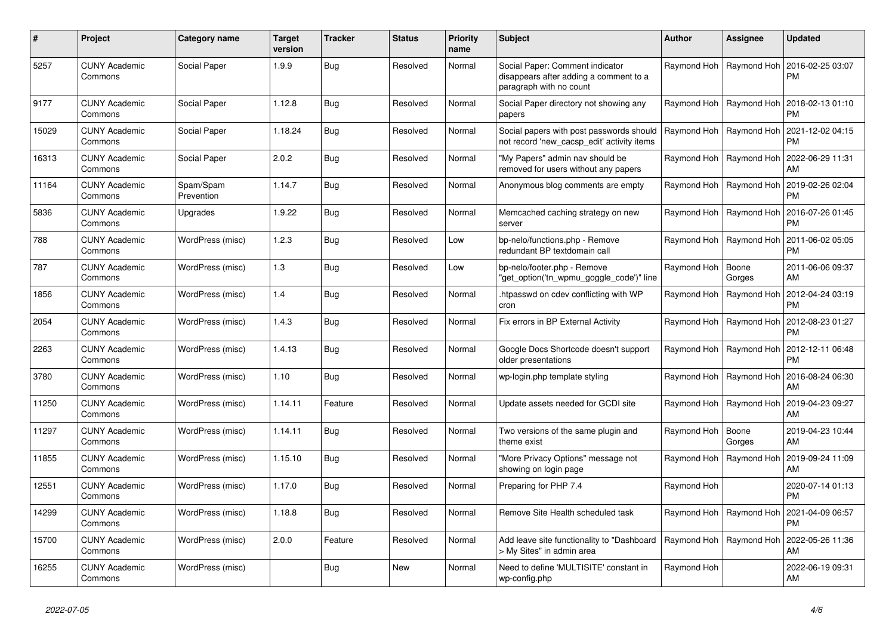| # | Project | Category name | Target version | Tracker | Status | Priority name | Subject | Author | Assignee | Updated |
|---|---|---|---|---|---|---|---|---|---|---|
| 5257 | CUNY Academic Commons | Social Paper | 1.9.9 | Bug | Resolved | Normal | Social Paper: Comment indicator disappears after adding a comment to a paragraph with no count | Raymond Hoh | Raymond Hoh | 2016-02-25 03:07 PM |
| 9177 | CUNY Academic Commons | Social Paper | 1.12.8 | Bug | Resolved | Normal | Social Paper directory not showing any papers | Raymond Hoh | Raymond Hoh | 2018-02-13 01:10 PM |
| 15029 | CUNY Academic Commons | Social Paper | 1.18.24 | Bug | Resolved | Normal | Social papers with post passwords should not record 'new_cacsp_edit' activity items | Raymond Hoh | Raymond Hoh | 2021-12-02 04:15 PM |
| 16313 | CUNY Academic Commons | Social Paper | 2.0.2 | Bug | Resolved | Normal | "My Papers" admin nav should be removed for users without any papers | Raymond Hoh | Raymond Hoh | 2022-06-29 11:31 AM |
| 11164 | CUNY Academic Commons | Spam/Spam Prevention | 1.14.7 | Bug | Resolved | Normal | Anonymous blog comments are empty | Raymond Hoh | Raymond Hoh | 2019-02-26 02:04 PM |
| 5836 | CUNY Academic Commons | Upgrades | 1.9.22 | Bug | Resolved | Normal | Memcached caching strategy on new server | Raymond Hoh | Raymond Hoh | 2016-07-26 01:45 PM |
| 788 | CUNY Academic Commons | WordPress (misc) | 1.2.3 | Bug | Resolved | Low | bp-nelo/functions.php - Remove redundant BP textdomain call | Raymond Hoh | Raymond Hoh | 2011-06-02 05:05 PM |
| 787 | CUNY Academic Commons | WordPress (misc) | 1.3 | Bug | Resolved | Low | bp-nelo/footer.php - Remove "get_option('tn_wpmu_goggle_code')" line | Raymond Hoh | Boone Gorges | 2011-06-06 09:37 AM |
| 1856 | CUNY Academic Commons | WordPress (misc) | 1.4 | Bug | Resolved | Normal | .htpasswd on cdev conflicting with WP cron | Raymond Hoh | Raymond Hoh | 2012-04-24 03:19 PM |
| 2054 | CUNY Academic Commons | WordPress (misc) | 1.4.3 | Bug | Resolved | Normal | Fix errors in BP External Activity | Raymond Hoh | Raymond Hoh | 2012-08-23 01:27 PM |
| 2263 | CUNY Academic Commons | WordPress (misc) | 1.4.13 | Bug | Resolved | Normal | Google Docs Shortcode doesn't support older presentations | Raymond Hoh | Raymond Hoh | 2012-12-11 06:48 PM |
| 3780 | CUNY Academic Commons | WordPress (misc) | 1.10 | Bug | Resolved | Normal | wp-login.php template styling | Raymond Hoh | Raymond Hoh | 2016-08-24 06:30 AM |
| 11250 | CUNY Academic Commons | WordPress (misc) | 1.14.11 | Feature | Resolved | Normal | Update assets needed for GCDI site | Raymond Hoh | Raymond Hoh | 2019-04-23 09:27 AM |
| 11297 | CUNY Academic Commons | WordPress (misc) | 1.14.11 | Bug | Resolved | Normal | Two versions of the same plugin and theme exist | Raymond Hoh | Boone Gorges | 2019-04-23 10:44 AM |
| 11855 | CUNY Academic Commons | WordPress (misc) | 1.15.10 | Bug | Resolved | Normal | "More Privacy Options" message not showing on login page | Raymond Hoh | Raymond Hoh | 2019-09-24 11:09 AM |
| 12551 | CUNY Academic Commons | WordPress (misc) | 1.17.0 | Bug | Resolved | Normal | Preparing for PHP 7.4 | Raymond Hoh | | 2020-07-14 01:13 PM |
| 14299 | CUNY Academic Commons | WordPress (misc) | 1.18.8 | Bug | Resolved | Normal | Remove Site Health scheduled task | Raymond Hoh | Raymond Hoh | 2021-04-09 06:57 PM |
| 15700 | CUNY Academic Commons | WordPress (misc) | 2.0.0 | Feature | Resolved | Normal | Add leave site functionality to "Dashboard > My Sites" in admin area | Raymond Hoh | Raymond Hoh | 2022-05-26 11:36 AM |
| 16255 | CUNY Academic Commons | WordPress (misc) | | Bug | New | Normal | Need to define 'MULTISITE' constant in wp-config.php | Raymond Hoh | | 2022-06-19 09:31 AM |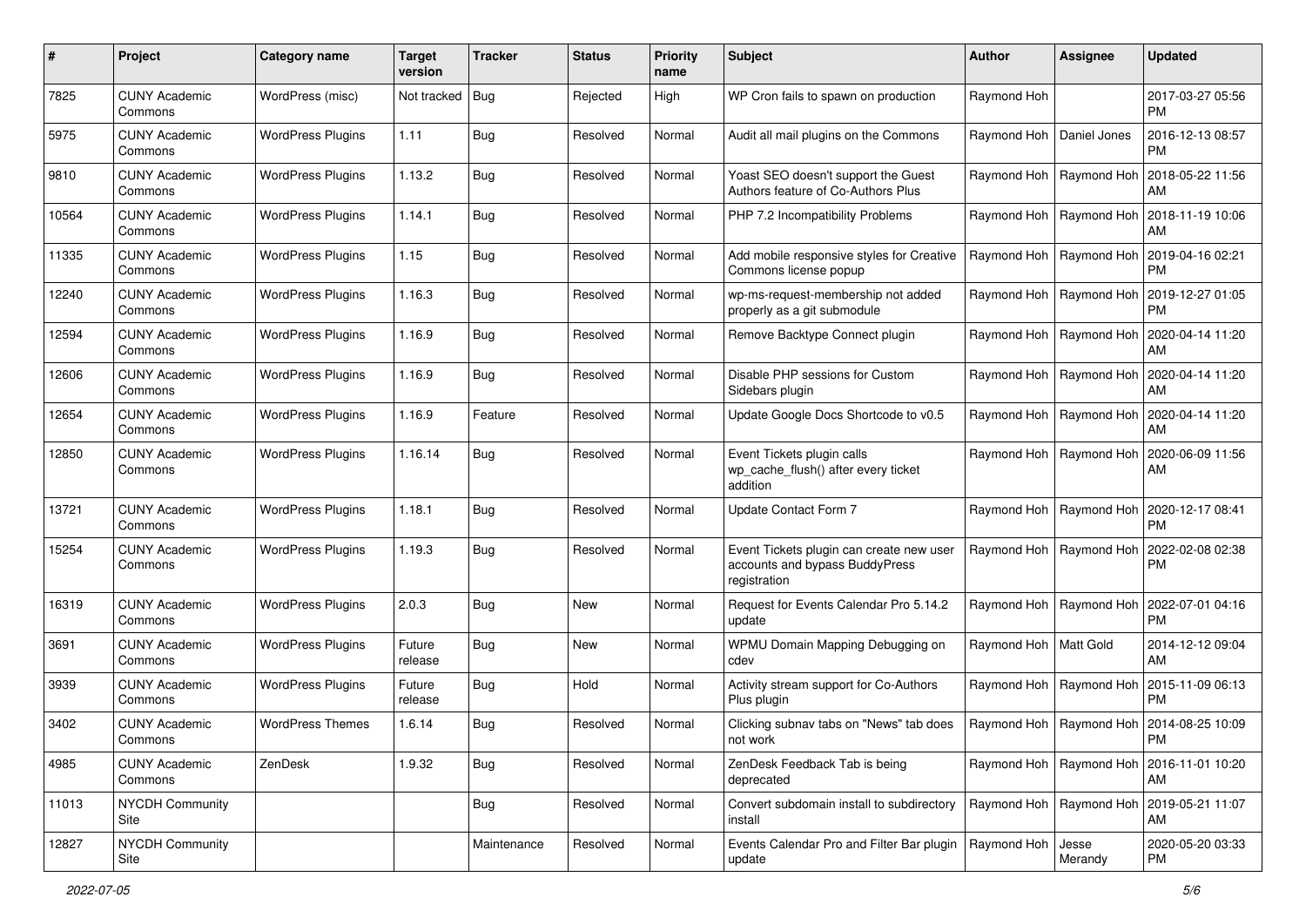| # | Project | Category name | Target version | Tracker | Status | Priority name | Subject | Author | Assignee | Updated |
|---|---|---|---|---|---|---|---|---|---|---|
| 7825 | CUNY Academic Commons | WordPress (misc) | Not tracked | Bug | Rejected | High | WP Cron fails to spawn on production | Raymond Hoh | | 2017-03-27 05:56 PM |
| 5975 | CUNY Academic Commons | WordPress Plugins | 1.11 | Bug | Resolved | Normal | Audit all mail plugins on the Commons | Raymond Hoh | Daniel Jones | 2016-12-13 08:57 PM |
| 9810 | CUNY Academic Commons | WordPress Plugins | 1.13.2 | Bug | Resolved | Normal | Yoast SEO doesn't support the Guest Authors feature of Co-Authors Plus | Raymond Hoh | Raymond Hoh | 2018-05-22 11:56 AM |
| 10564 | CUNY Academic Commons | WordPress Plugins | 1.14.1 | Bug | Resolved | Normal | PHP 7.2 Incompatibility Problems | Raymond Hoh | Raymond Hoh | 2018-11-19 10:06 AM |
| 11335 | CUNY Academic Commons | WordPress Plugins | 1.15 | Bug | Resolved | Normal | Add mobile responsive styles for Creative Commons license popup | Raymond Hoh | Raymond Hoh | 2019-04-16 02:21 PM |
| 12240 | CUNY Academic Commons | WordPress Plugins | 1.16.3 | Bug | Resolved | Normal | wp-ms-request-membership not added properly as a git submodule | Raymond Hoh | Raymond Hoh | 2019-12-27 01:05 PM |
| 12594 | CUNY Academic Commons | WordPress Plugins | 1.16.9 | Bug | Resolved | Normal | Remove Backtype Connect plugin | Raymond Hoh | Raymond Hoh | 2020-04-14 11:20 AM |
| 12606 | CUNY Academic Commons | WordPress Plugins | 1.16.9 | Bug | Resolved | Normal | Disable PHP sessions for Custom Sidebars plugin | Raymond Hoh | Raymond Hoh | 2020-04-14 11:20 AM |
| 12654 | CUNY Academic Commons | WordPress Plugins | 1.16.9 | Feature | Resolved | Normal | Update Google Docs Shortcode to v0.5 | Raymond Hoh | Raymond Hoh | 2020-04-14 11:20 AM |
| 12850 | CUNY Academic Commons | WordPress Plugins | 1.16.14 | Bug | Resolved | Normal | Event Tickets plugin calls wp_cache_flush() after every ticket addition | Raymond Hoh | Raymond Hoh | 2020-06-09 11:56 AM |
| 13721 | CUNY Academic Commons | WordPress Plugins | 1.18.1 | Bug | Resolved | Normal | Update Contact Form 7 | Raymond Hoh | Raymond Hoh | 2020-12-17 08:41 PM |
| 15254 | CUNY Academic Commons | WordPress Plugins | 1.19.3 | Bug | Resolved | Normal | Event Tickets plugin can create new user accounts and bypass BuddyPress registration | Raymond Hoh | Raymond Hoh | 2022-02-08 02:38 PM |
| 16319 | CUNY Academic Commons | WordPress Plugins | 2.0.3 | Bug | New | Normal | Request for Events Calendar Pro 5.14.2 update | Raymond Hoh | Raymond Hoh | 2022-07-01 04:16 PM |
| 3691 | CUNY Academic Commons | WordPress Plugins | Future release | Bug | New | Normal | WPMU Domain Mapping Debugging on cdev | Raymond Hoh | Matt Gold | 2014-12-12 09:04 AM |
| 3939 | CUNY Academic Commons | WordPress Plugins | Future release | Bug | Hold | Normal | Activity stream support for Co-Authors Plus plugin | Raymond Hoh | Raymond Hoh | 2015-11-09 06:13 PM |
| 3402 | CUNY Academic Commons | WordPress Themes | 1.6.14 | Bug | Resolved | Normal | Clicking subnav tabs on "News" tab does not work | Raymond Hoh | Raymond Hoh | 2014-08-25 10:09 PM |
| 4985 | CUNY Academic Commons | ZenDesk | 1.9.32 | Bug | Resolved | Normal | ZenDesk Feedback Tab is being deprecated | Raymond Hoh | Raymond Hoh | 2016-11-01 10:20 AM |
| 11013 | NYCDH Community Site | | | Bug | Resolved | Normal | Convert subdomain install to subdirectory install | Raymond Hoh | Raymond Hoh | 2019-05-21 11:07 AM |
| 12827 | NYCDH Community Site | | | Maintenance | Resolved | Normal | Events Calendar Pro and Filter Bar plugin update | Raymond Hoh | Jesse Merandy | 2020-05-20 03:33 PM |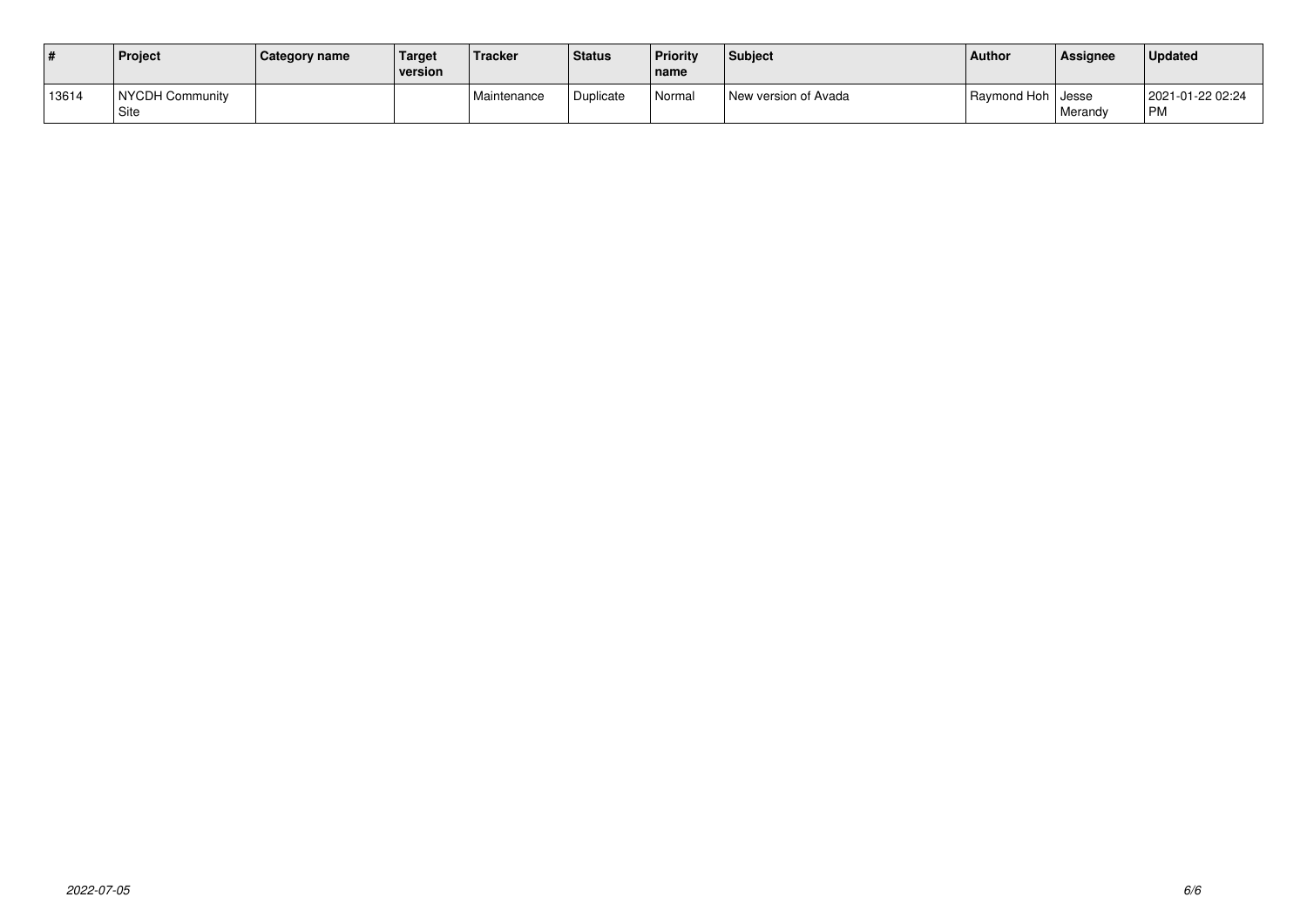| # | Project | Category name | Target version | Tracker | Status | Priority name | Subject | Author | Assignee | Updated |
|---|---|---|---|---|---|---|---|---|---|---|
| 13614 | NYCDH Community Site | | | Maintenance | Duplicate | Normal | New version of Avada | Raymond Hoh | Jesse Merandy | 2021-01-22 02:24 PM |